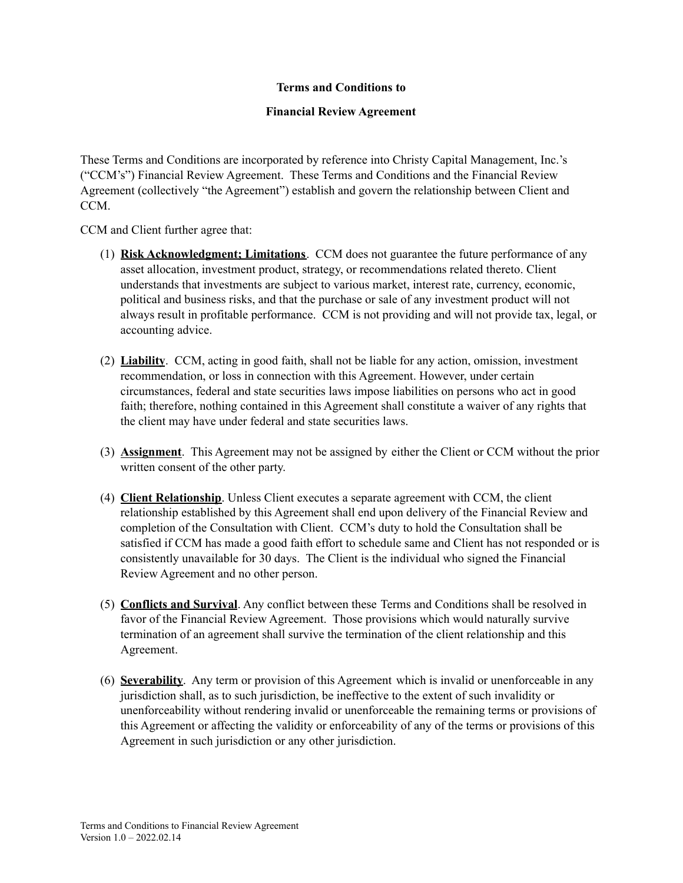**Terms and Conditions to**

**Financial Review Agreement**

These Terms and Conditions are incorporated by reference into Christy Capital Management, Inc.'s ("CCM's") Financial Review Agreement. These Terms and Conditions and the Financial Review Agreement (collectively "the Agreement") establish and govern the relationship between Client and CCM.

CCM and Client further agree that:

(1) **Risk Acknowledgment; Limitations**. CCM does not guarantee the future performance of any asset allocation, investment product, strategy, or recommendations related thereto. Client understands that investments are subject to various market, interest rate, currency, economic, political and business risks, and that the purchase or sale of any investment product will not always result in profitable performance. CCM is not providing and will not provide tax, legal, or accounting advice.

(2) **Liability**. CCM, acting in good faith, shall not be liable for any action, omission, investment recommendation, or loss in connection with this Agreement. However, under certain circumstances, federal and state securities laws impose liabilities on persons who act in good faith; therefore, nothing contained in this Agreement shall constitute a waiver of any rights that the client may have under federal and state securities laws.

(3) **Assignment**. This Agreement may not be assigned by either the Client or CCM without the prior written consent of the other party.

(4) **Client Relationship**. Unless Client executes a separate agreement with CCM, the client relationship established by this Agreement shall end upon delivery of the Financial Review and completion of the Consultation with Client. CCM's duty to hold the Consultation shall be satisfied if CCM has made a good faith effort to schedule same and Client has not responded or is consistently unavailable for 30 days. The Client is the individual who signed the Financial Review Agreement and no other person.

(5) **Conflicts and Survival**. Any conflict between these Terms and Conditions shall be resolved in favor of the Financial Review Agreement. Those provisions which would naturally survive termination of an agreement shall survive the termination of the client relationship and this Agreement.

(6) **Severability**. Any term or provision of this Agreement which is invalid or unenforceable in any jurisdiction shall, as to such jurisdiction, be ineffective to the extent of such invalidity or unenforceability without rendering invalid or unenforceable the remaining terms or provisions of this Agreement or affecting the validity or enforceability of any of the terms or provisions of this Agreement in such jurisdiction or any other jurisdiction.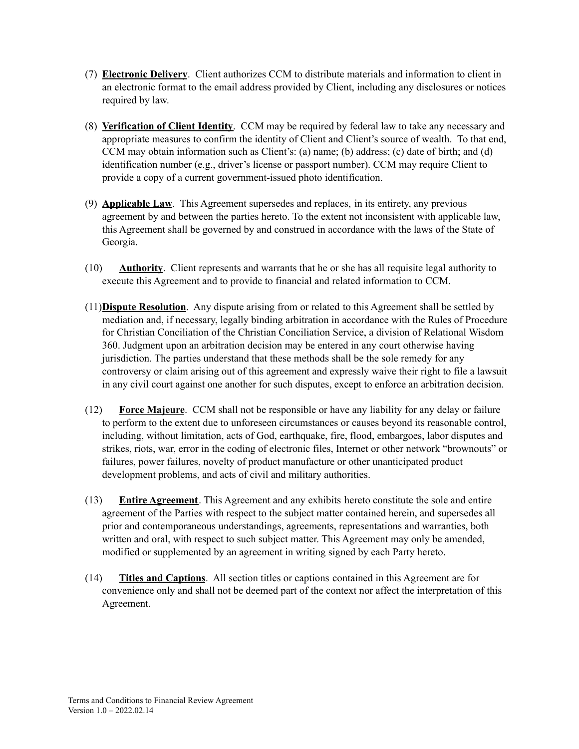(7) <u>**Electronic Delivery**</u>. Client authorizes CCM to distribute materials and information to client in an electronic format to the email address provided by Client, including any disclosures or notices required by law.

(8) <u>**Verification of Client Identity**</u>. CCM may be required by federal law to take any necessary and appropriate measures to confirm the identity of Client and Client's source of wealth. To that end, CCM may obtain information such as Client's: (a) name; (b) address; (c) date of birth; and (d) identification number (e.g., driver's license or passport number). CCM may require Client to provide a copy of a current government-issued photo identification.

(9) <u>**Applicable Law**</u>. This Agreement supersedes and replaces, in its entirety, any previous agreement by and between the parties hereto. To the extent not inconsistent with applicable law, this Agreement shall be governed by and construed in accordance with the laws of the State of Georgia.

(10) <u>**Authority**</u>. Client represents and warrants that he or she has all requisite legal authority to execute this Agreement and to provide to financial and related information to CCM.

(11) <u>**Dispute Resolution**</u>. Any dispute arising from or related to this Agreement shall be settled by mediation and, if necessary, legally binding arbitration in accordance with the Rules of Procedure for Christian Conciliation of the Christian Conciliation Service, a division of Relational Wisdom 360. Judgment upon an arbitration decision may be entered in any court otherwise having jurisdiction. The parties understand that these methods shall be the sole remedy for any controversy or claim arising out of this agreement and expressly waive their right to file a lawsuit in any civil court against one another for such disputes, except to enforce an arbitration decision.

(12) <u>**Force Majeure**</u>. CCM shall not be responsible or have any liability for any delay or failure to perform to the extent due to unforeseen circumstances or causes beyond its reasonable control, including, without limitation, acts of God, earthquake, fire, flood, embargoes, labor disputes and strikes, riots, war, error in the coding of electronic files, Internet or other network "brownouts" or failures, power failures, novelty of product manufacture or other unanticipated product development problems, and acts of civil and military authorities.

(13) <u>**Entire Agreement**</u>. This Agreement and any exhibits hereto constitute the sole and entire agreement of the Parties with respect to the subject matter contained herein, and supersedes all prior and contemporaneous understandings, agreements, representations and warranties, both written and oral, with respect to such subject matter. This Agreement may only be amended, modified or supplemented by an agreement in writing signed by each Party hereto.

(14) <u>**Titles and Captions**</u>. All section titles or captions contained in this Agreement are for convenience only and shall not be deemed part of the context nor affect the interpretation of this Agreement.

Terms and Conditions to Financial Review Agreement
Version 1.0 – 2022.02.14